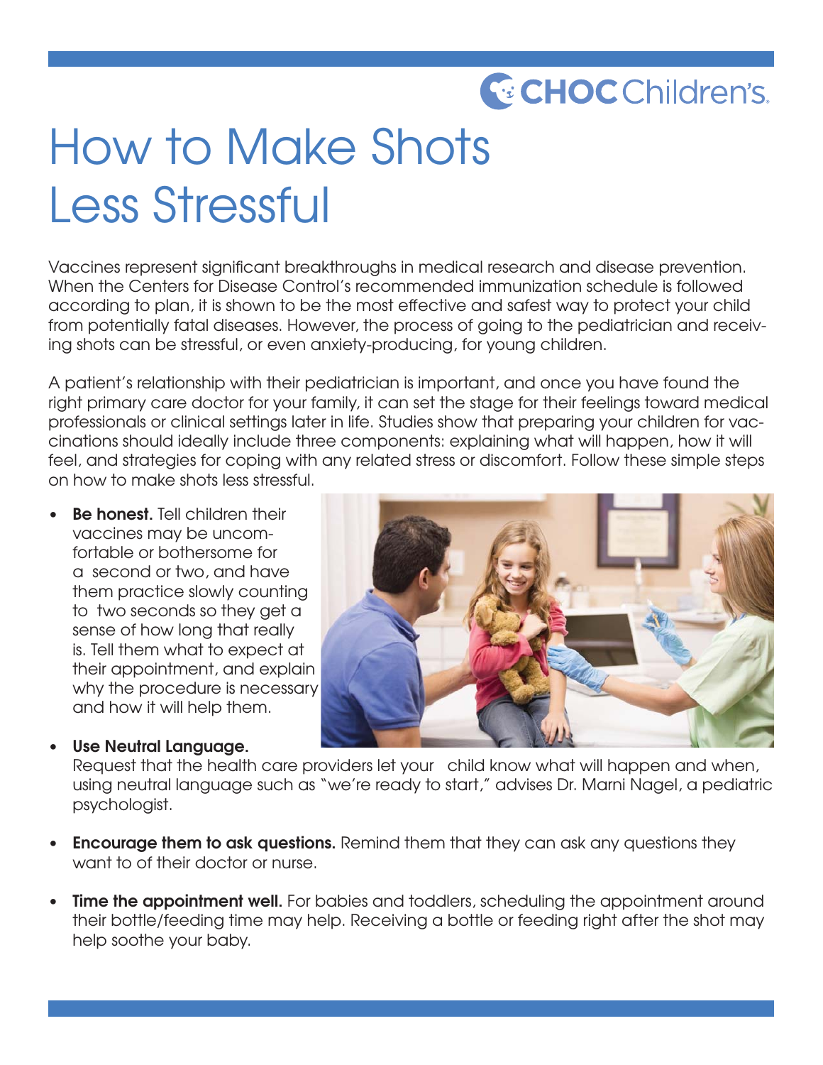# How to Make Shots Less Stressful

Vaccines represent significant breakthroughs in medical research and disease prevention. When the Centers for Disease Control's recommended immunization schedule is followed according to plan, it is shown to be the most effective and safest way to protect your child from potentially fatal diseases. However, the process of going to the pediatrician and receiving shots can be stressful, or even anxiety-producing, for young children.

A patient's relationship with their pediatrician is important, and once you have found the right primary care doctor for your family, it can set the stage for their feelings toward medical professionals or clinical settings later in life. Studies show that preparing your children for vaccinations should ideally include three components: explaining what will happen, how it will feel, and strategies for coping with any related stress or discomfort. Follow these simple steps on how to make shots less stressful.

- **Be honest.** Tell children their vaccines may be uncomfortable or bothersome for a second or two, and have them practice slowly counting to two seconds so they get a sense of how long that really is. Tell them what to expect at their appointment, and explain why the procedure is necessary and how it will help them.

- **Use Neutral Language.** Request that the health care providers let your child know what will happen and when, using neutral language such as "we're ready to start," advises Dr. Marni Nagel, a pediatric psychologist.

- **Encourage them to ask questions.** Remind them that they can ask any questions they want to of their doctor or nurse.

- **Time the appointment well.** For babies and toddlers, scheduling the appointment around their bottle/feeding time may help. Receiving a bottle or feeding right after the shot may help soothe your baby.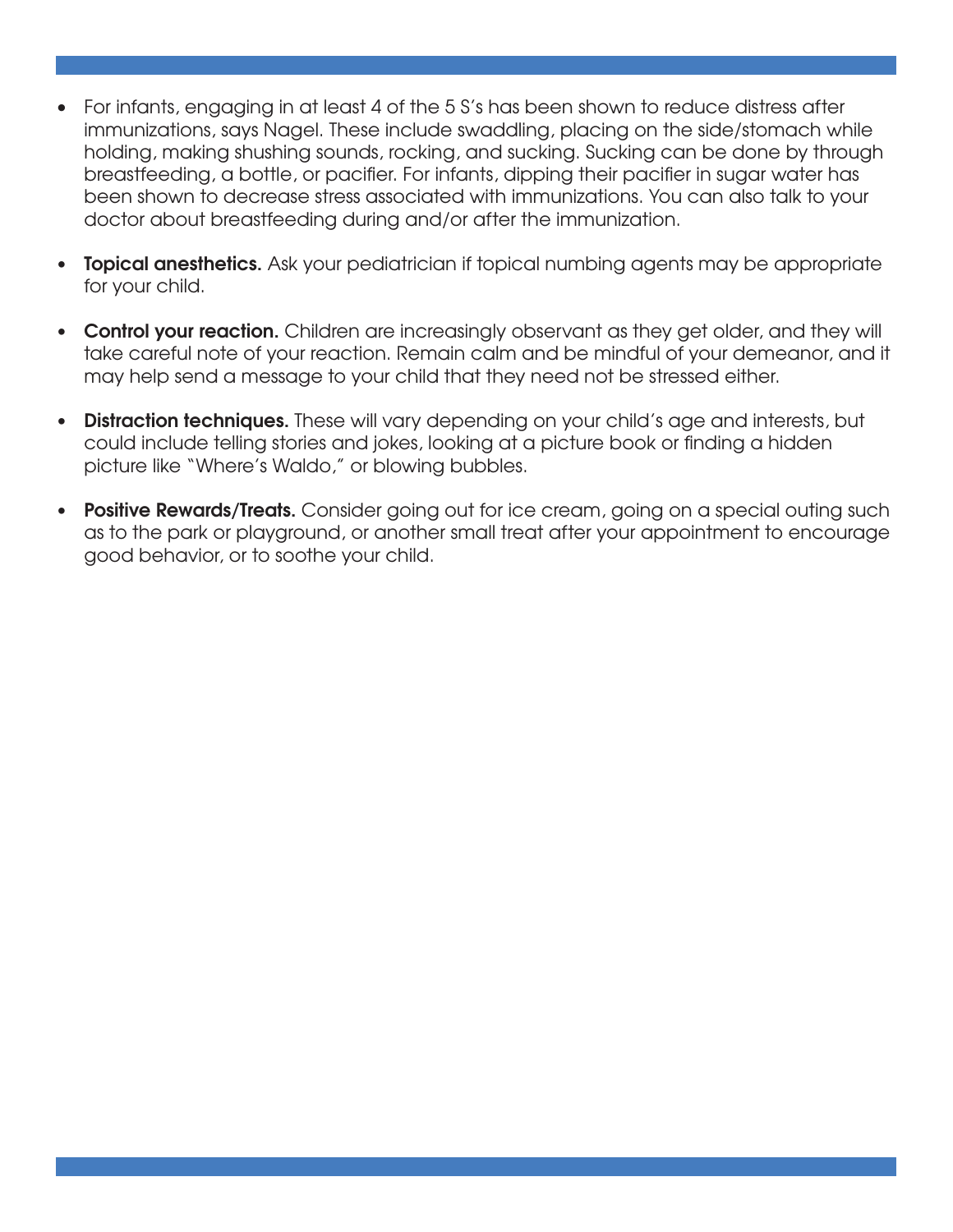- For infants, engaging in at least 4 of the 5 S's has been shown to reduce distress after immunizations, says Nagel. These include swaddling, placing on the side/stomach while holding, making shushing sounds, rocking, and sucking. Sucking can be done by through breastfeeding, a bottle, or pacifier. For infants, dipping their pacifier in sugar water has been shown to decrease stress associated with immunizations. You can also talk to your doctor about breastfeeding during and/or after the immunization.

- **Topical anesthetics.** Ask your pediatrician if topical numbing agents may be appropriate for your child.

- **Control your reaction.** Children are increasingly observant as they get older, and they will take careful note of your reaction. Remain calm and be mindful of your demeanor, and it may help send a message to your child that they need not be stressed either.

- **Distraction techniques.** These will vary depending on your child's age and interests, but could include telling stories and jokes, looking at a picture book or finding a hidden picture like "Where's Waldo," or blowing bubbles.

- **Positive Rewards/Treats.** Consider going out for ice cream, going on a special outing such as to the park or playground, or another small treat after your appointment to encourage good behavior, or to soothe your child.